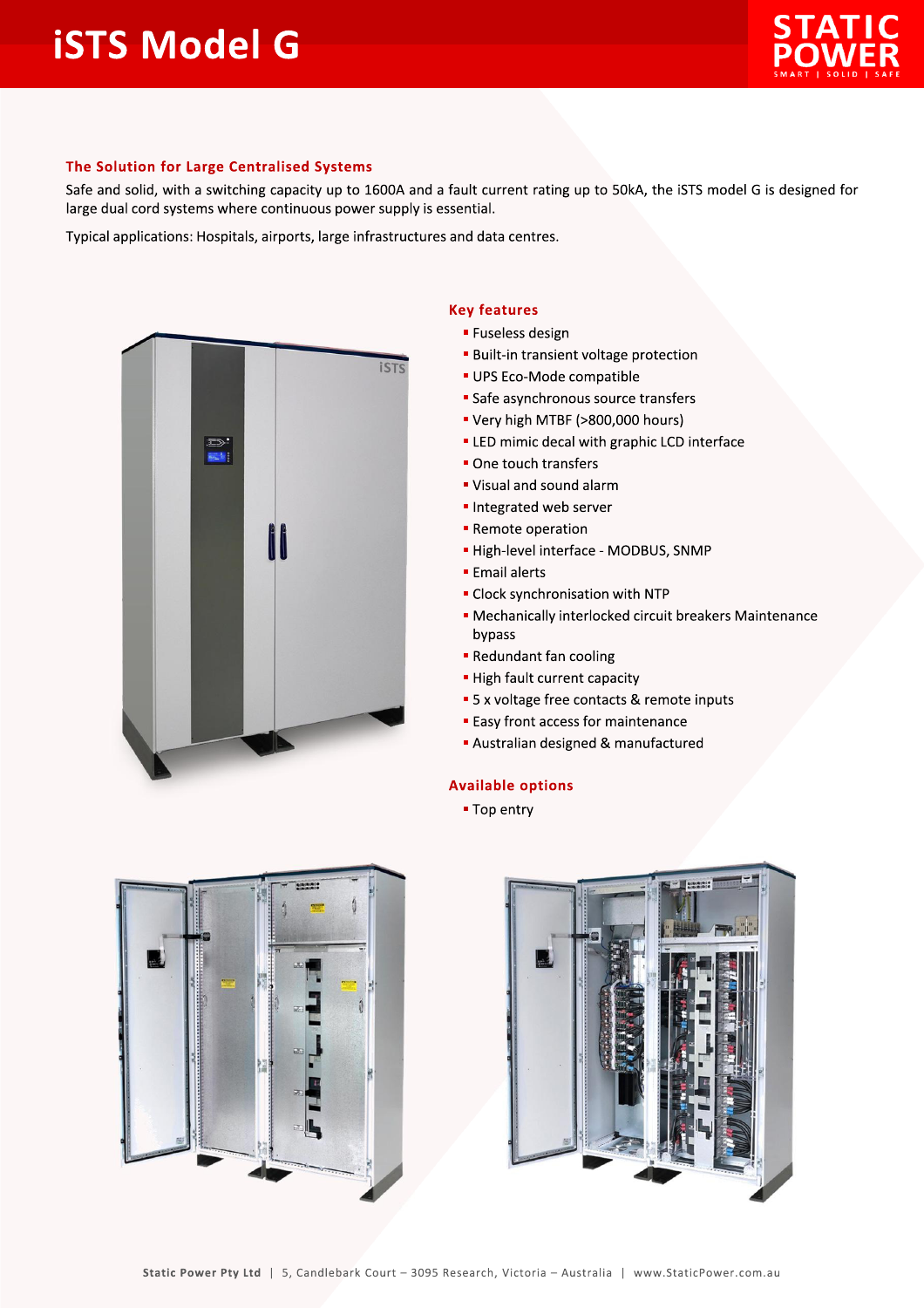# iSTS Model G

## The Solution for Large Centralised Systems

Safe and solid, with a switching capacity up to 1600A and a fault current rating up to 50kA, the iSTS model G is designed for large dual cord systems where continuous power supply is essential.

Typical applications: Hospitals, airports, large infrastructures and data centres.

## Key features

- Fuseless design
- Built-in transient voltage protection
- UPS Eco-Mode compatible
- Safe asynchronous source transfers
- Very high MTBF (>800,000 hours)
- LED mimic decal with graphic LCD interface
- One touch transfers
- Visual and sound alarm
- Integrated web server
- Remote operation
- High-level interface - MODBUS, SNMP
- Email alerts
- Clock synchronisation with NTP
- Mechanically interlocked circuit breakers Maintenance bypass
- Redundant fan cooling
- High fault current capacity
- 5 x voltage free contacts & remote inputs
- Easy front access for maintenance
- Australian designed & manufactured

## Available options

- Top entry

Static Power Pty Ltd | 5, Candlebark Court – 3095 Research, Victoria – Australia | www.StaticPower.com.au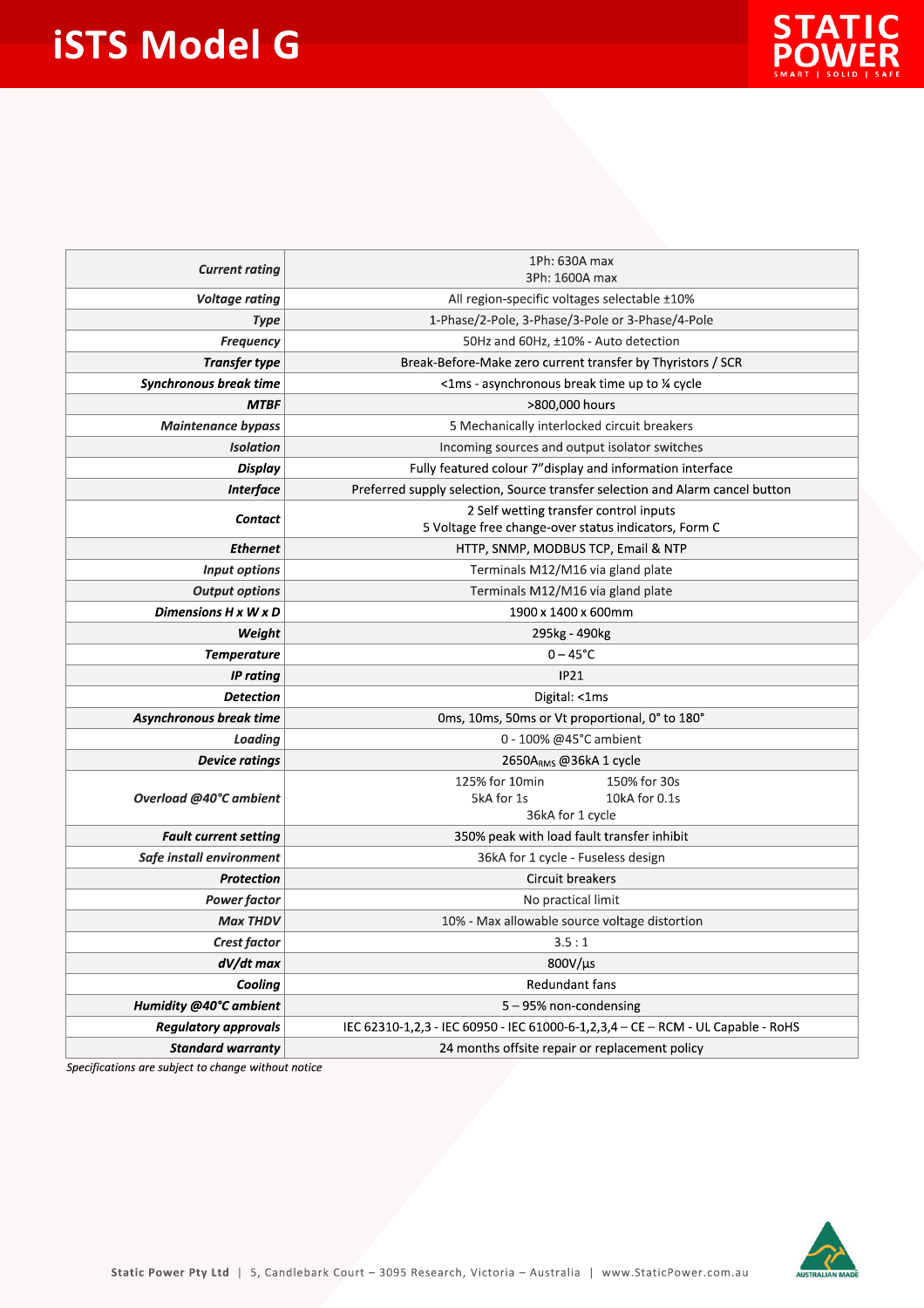# iTS Model G

| | |
|---|---|
| ***Current rating*** | 1Ph: 630A max<br>3Ph: 1600A max |
| ***Voltage rating*** | All region-specific voltages selectable ±10% |
| ***Type*** | 1-Phase/2-Pole, 3-Phase/3-Pole or 3-Phase/4-Pole |
| ***Frequency*** | 50Hz and 60Hz, ±10% - Auto detection |
| ***Transfer type*** | Break-Before-Make zero current transfer by Thyristors / SCR |
| ***Synchronous break time*** | <1ms - asynchronous break time up to ¼ cycle |
| ***MTBF*** | >800,000 hours |
| ***Maintenance bypass*** | 5 Mechanically interlocked circuit breakers |
| ***Isolation*** | Incoming sources and output isolator switches |
| ***Display*** | Fully featured colour 7"display and information interface |
| ***Interface*** | Preferred supply selection, Source transfer selection and Alarm cancel button |
| ***Contact*** | 2 Self wetting transfer control inputs<br>5 Voltage free change-over status indicators, Form C |
| ***Ethernet*** | HTTP, SNMP, MODBUS TCP, Email & NTP |
| ***Input options*** | Terminals M12/M16 via gland plate |
| ***Output options*** | Terminals M12/M16 via gland plate |
| ***Dimensions H x W x D*** | 1900 x 1400 x 600mm |
| ***Weight*** | 295kg - 490kg |
| ***Temperature*** | 0 – 45°C |
| ***IP rating*** | IP21 |
| ***Detection*** | Digital: <1ms |
| ***Asynchronous break time*** | 0ms, 10ms, 50ms or Vt proportional, 0° to 180° |
| ***Loading*** | 0 - 100% @45°C ambient |
| ***Device ratings*** | 2650$A_{RMS}$ @36kA 1 cycle |
| ***Overload @40°C ambient*** | 125% for 10min &nbsp;&nbsp; 150% for 30s<br>5kA for 1s &nbsp;&nbsp; 10kA for 0.1s<br>36kA for 1 cycle |
| ***Fault current setting*** | 350% peak with load fault transfer inhibit |
| ***Safe install environment*** | 36kA for 1 cycle - Fuseless design |
| ***Protection*** | Circuit breakers |
| ***Power factor*** | No practical limit |
| ***Max THDV*** | 10% - Max allowable source voltage distortion |
| ***Crest factor*** | 3.5 : 1 |
| ***dV/dt max*** | 800V/µs |
| ***Cooling*** | Redundant fans |
| ***Humidity @40°C ambient*** | 5 – 95% non-condensing |
| ***Regulatory approvals*** | IEC 62310-1,2,3 - IEC 60950 - IEC 61000-6-1,2,3,4 – CE – RCM - UL Capable - RoHS |
| ***Standard warranty*** | 24 months offsite repair or replacement policy |

*Specifications are subject to change without notice*

Static Power Pty Ltd | 5, Candlebark Court – 3095 Research, Victoria – Australia | www.StaticPower.com.au